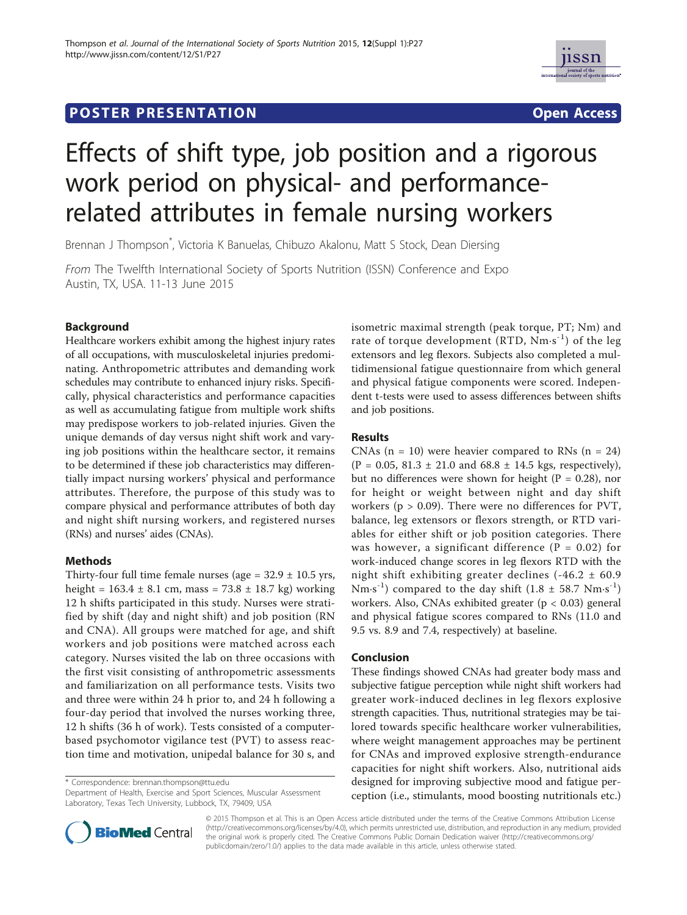**POSTER PRESENTATION** **Open Access**

# Effects of shift type, job position and a rigorous work period on physical- and performance-related attributes in female nursing workers

Brennan J Thompson*, Victoria K Banuelas, Chibuzo Akalonu, Matt S Stock, Dean Diersing

*From* The Twelfth International Society of Sports Nutrition (ISSN) Conference and Expo
Austin, TX, USA. 11-13 June 2015

## Background

Healthcare workers exhibit among the highest injury rates of all occupations, with musculoskeletal injuries predominating. Anthropometric attributes and demanding work schedules may contribute to enhanced injury risks. Specifically, physical characteristics and performance capacities as well as accumulating fatigue from multiple work shifts may predispose workers to job-related injuries. Given the unique demands of day versus night shift work and varying job positions within the healthcare sector, it remains to be determined if these job characteristics may differentially impact nursing workers' physical and performance attributes. Therefore, the purpose of this study was to compare physical and performance attributes of both day and night shift nursing workers, and registered nurses (RNs) and nurses' aides (CNAs).

## Methods

Thirty-four full time female nurses (age = 32.9 ± 10.5 yrs, height = 163.4 ± 8.1 cm, mass = 73.8 ± 18.7 kg) working 12 h shifts participated in this study. Nurses were stratified by shift (day and night shift) and job position (RN and CNA). All groups were matched for age, and shift workers and job positions were matched across each category. Nurses visited the lab on three occasions with the first visit consisting of anthropometric assessments and familiarization on all performance tests. Visits two and three were within 24 h prior to, and 24 h following a four-day period that involved the nurses working three, 12 h shifts (36 h of work). Tests consisted of a computer-based psychomotor vigilance test (PVT) to assess reaction time and motivation, unipedal balance for 30 s, and isometric maximal strength (peak torque, PT; Nm) and rate of torque development (RTD, $Nm{\cdot}s^{-1}$) of the leg extensors and leg flexors. Subjects also completed a multidimensional fatigue questionnaire from which general and physical fatigue components were scored. Independent t-tests were used to assess differences between shifts and job positions.

## Results

CNAs (n = 10) were heavier compared to RNs (n = 24) (P = 0.05, 81.3 ± 21.0 and 68.8 ± 14.5 kgs, respectively), but no differences were shown for height (P = 0.28), nor for height or weight between night and day shift workers (p > 0.09). There were no differences for PVT, balance, leg extensors or flexors strength, or RTD variables for either shift or job position categories. There was however, a significant difference (P = 0.02) for work-induced change scores in leg flexors RTD with the night shift exhibiting greater declines (-46.2 ± 60.9 $Nm{\cdot}s^{-1}$) compared to the day shift (1.8 ± 58.7 $Nm{\cdot}s^{-1}$) workers. Also, CNAs exhibited greater (p < 0.03) general and physical fatigue scores compared to RNs (11.0 and 9.5 vs. 8.9 and 7.4, respectively) at baseline.

## Conclusion

These findings showed CNAs had greater body mass and subjective fatigue perception while night shift workers had greater work-induced declines in leg flexors explosive strength capacities. Thus, nutritional strategies may be tailored towards specific healthcare worker vulnerabilities, where weight management approaches may be pertinent for CNAs and improved explosive strength-endurance capacities for night shift workers. Also, nutritional aids designed for improving subjective mood and fatigue perception (i.e., stimulants, mood boosting nutritionals etc.)

\* Correspondence: brennan.thompson@ttu.edu
Department of Health, Exercise and Sport Sciences, Muscular Assessment Laboratory, Texas Tech University, Lubbock, TX, 79409, USA

© 2015 Thompson et al. This is an Open Access article distributed under the terms of the Creative Commons Attribution License (http://creativecommons.org/licenses/by/4.0), which permits unrestricted use, distribution, and reproduction in any medium, provided the original work is properly cited. The Creative Commons Public Domain Dedication waiver (http://creativecommons.org/publicdomain/zero/1.0/) applies to the data made available in this article, unless otherwise stated.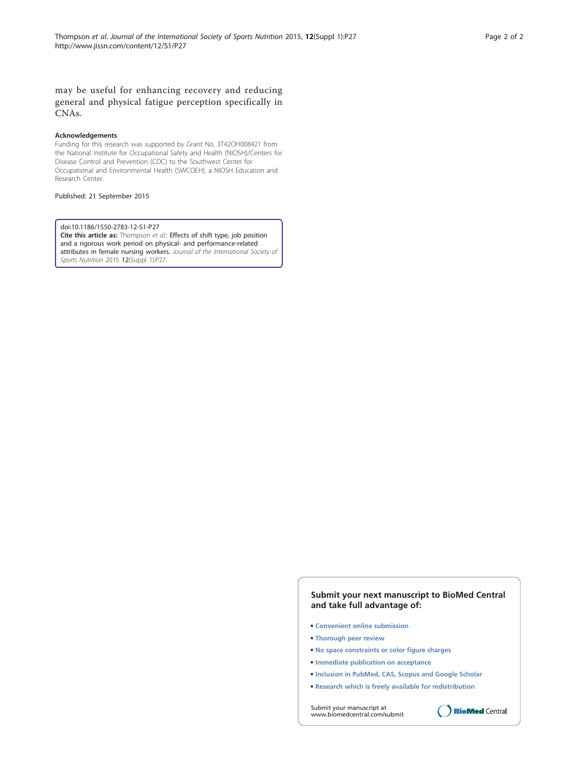may be useful for enhancing recovery and reducing general and physical fatigue perception specifically in CNAs.

#### Acknowledgements

Funding for this research was supported by Grant No. 3T42OH008421 from the National Institute for Occupational Safety and Health (NIOSH)/Centers for Disease Control and Prevention (CDC) to the Southwest Center for Occupational and Environmental Health (SWCOEH), a NIOSH Education and Research Center.

Published: 21 September 2015

doi:10.1186/1550-2783-12-S1-P27

**Cite this article as:** Thompson *et al.*: Effects of shift type, job position and a rigorous work period on physical- and performance-related attributes in female nursing workers. *Journal of the International Society of Sports Nutrition* 2015 **12**(Suppl 1):P27.

**Submit your next manuscript to BioMed Central and take full advantage of:**

- **Convenient online submission**
- **Thorough peer review**
- **No space constraints or color figure charges**
- **Immediate publication on acceptance**
- **Inclusion in PubMed, CAS, Scopus and Google Scholar**
- **Research which is freely available for redistribution**

Submit your manuscript at www.biomedcentral.com/submit

BioMed Central